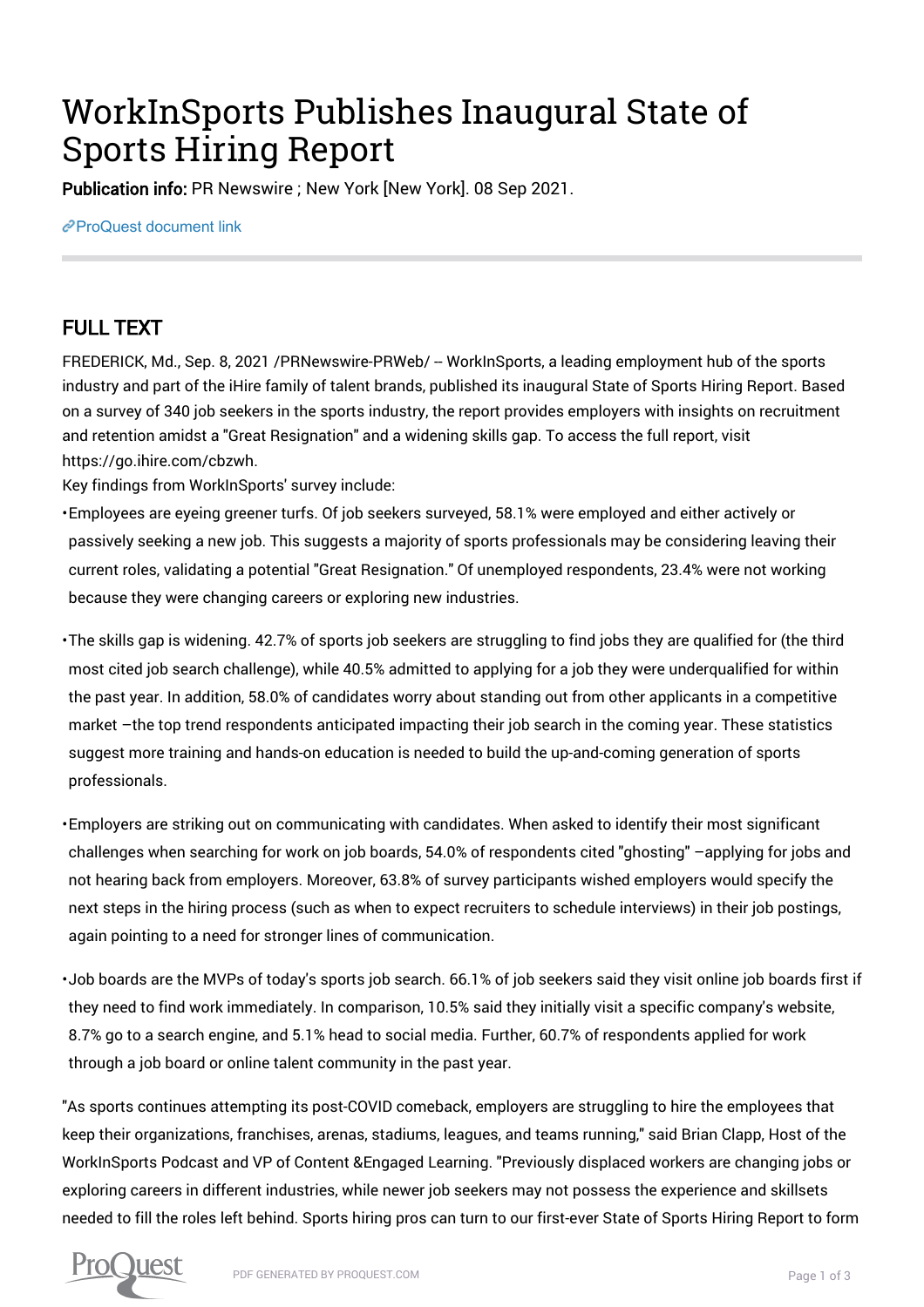# WorkInSports Publishes Inaugural State of Sports Hiring Report

**Publication info:** PR Newswire ; New York [New York]. 08 Sep 2021.

[ProQuest document link]

## FULL TEXT

FREDERICK, Md., Sep. 8, 2021 /PRNewswire-PRWeb/ -- WorkInSports, a leading employment hub of the sports industry and part of the iHire family of talent brands, published its inaugural State of Sports Hiring Report. Based on a survey of 340 job seekers in the sports industry, the report provides employers with insights on recruitment and retention amidst a "Great Resignation" and a widening skills gap. To access the full report, visit https://go.ihire.com/cbzwh.

Key findings from WorkInSports' survey include:

- Employees are eyeing greener turfs. Of job seekers surveyed, 58.1% were employed and either actively or passively seeking a new job. This suggests a majority of sports professionals may be considering leaving their current roles, validating a potential "Great Resignation." Of unemployed respondents, 23.4% were not working because they were changing careers or exploring new industries.
- The skills gap is widening. 42.7% of sports job seekers are struggling to find jobs they are qualified for (the third most cited job search challenge), while 40.5% admitted to applying for a job they were underqualified for within the past year. In addition, 58.0% of candidates worry about standing out from other applicants in a competitive market –the top trend respondents anticipated impacting their job search in the coming year. These statistics suggest more training and hands-on education is needed to build the up-and-coming generation of sports professionals.
- Employers are striking out on communicating with candidates. When asked to identify their most significant challenges when searching for work on job boards, 54.0% of respondents cited "ghosting" –applying for jobs and not hearing back from employers. Moreover, 63.8% of survey participants wished employers would specify the next steps in the hiring process (such as when to expect recruiters to schedule interviews) in their job postings, again pointing to a need for stronger lines of communication.
- Job boards are the MVPs of today's sports job search. 66.1% of job seekers said they visit online job boards first if they need to find work immediately. In comparison, 10.5% said they initially visit a specific company's website, 8.7% go to a search engine, and 5.1% head to social media. Further, 60.7% of respondents applied for work through a job board or online talent community in the past year.

"As sports continues attempting its post-COVID comeback, employers are struggling to hire the employees that keep their organizations, franchises, arenas, stadiums, leagues, and teams running," said Brian Clapp, Host of the WorkInSports Podcast and VP of Content &Engaged Learning. "Previously displaced workers are changing jobs or exploring careers in different industries, while newer job seekers may not possess the experience and skillsets needed to fill the roles left behind. Sports hiring pros can turn to our first-ever State of Sports Hiring Report to form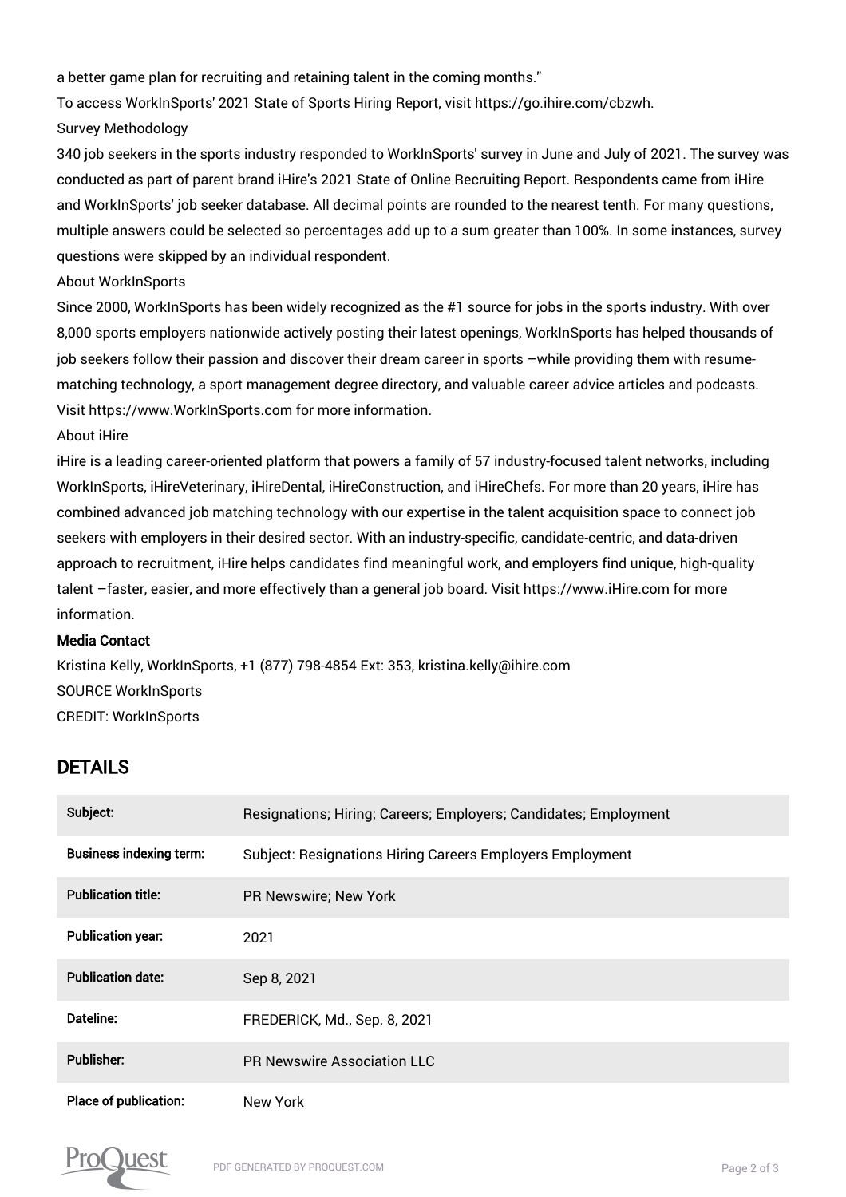a better game plan for recruiting and retaining talent in the coming months."

To access WorkInSports' 2021 State of Sports Hiring Report, visit https://go.ihire.com/cbzwh.

Survey Methodology

340 job seekers in the sports industry responded to WorkInSports' survey in June and July of 2021. The survey was conducted as part of parent brand iHire's 2021 State of Online Recruiting Report. Respondents came from iHire and WorkInSports' job seeker database. All decimal points are rounded to the nearest tenth. For many questions, multiple answers could be selected so percentages add up to a sum greater than 100%. In some instances, survey questions were skipped by an individual respondent.

About WorkInSports

Since 2000, WorkInSports has been widely recognized as the #1 source for jobs in the sports industry. With over 8,000 sports employers nationwide actively posting their latest openings, WorkInSports has helped thousands of job seekers follow their passion and discover their dream career in sports –while providing them with resume-matching technology, a sport management degree directory, and valuable career advice articles and podcasts. Visit https://www.WorkInSports.com for more information.

About iHire

iHire is a leading career-oriented platform that powers a family of 57 industry-focused talent networks, including WorkInSports, iHireVeterinary, iHireDental, iHireConstruction, and iHireChefs. For more than 20 years, iHire has combined advanced job matching technology with our expertise in the talent acquisition space to connect job seekers with employers in their desired sector. With an industry-specific, candidate-centric, and data-driven approach to recruitment, iHire helps candidates find meaningful work, and employers find unique, high-quality talent –faster, easier, and more effectively than a general job board. Visit https://www.iHire.com for more information.

**Media Contact**

Kristina Kelly, WorkInSports, +1 (877) 798-4854 Ext: 353, kristina.kelly@ihire.com

SOURCE WorkInSports

CREDIT: WorkInSports

## DETAILS

| | |
|---|---|
| **Subject:** | Resignations; Hiring; Careers; Employers; Candidates; Employment |
| **Business indexing term:** | Subject: Resignations Hiring Careers Employers Employment |
| **Publication title:** | PR Newswire; New York |
| **Publication year:** | 2021 |
| **Publication date:** | Sep 8, 2021 |
| **Dateline:** | FREDERICK, Md., Sep. 8, 2021 |
| **Publisher:** | PR Newswire Association LLC |
| **Place of publication:** | New York |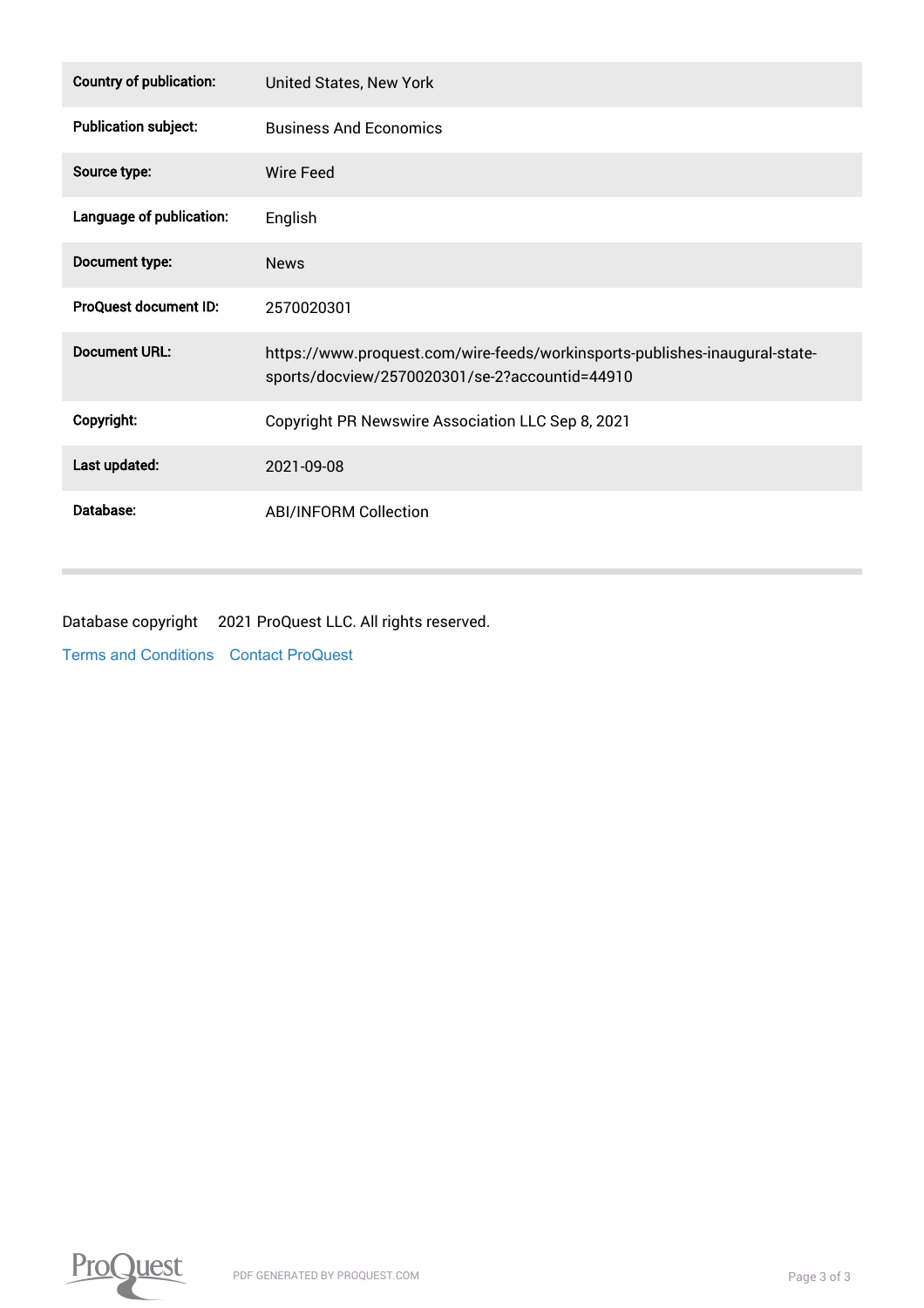| | |
|---|---|
| **Country of publication:** | United States, New York |
| **Publication subject:** | Business And Economics |
| **Source type:** | Wire Feed |
| **Language of publication:** | English |
| **Document type:** | News |
| **ProQuest document ID:** | 2570020301 |
| **Document URL:** | https://www.proquest.com/wire-feeds/workinsports-publishes-inaugural-state-sports/docview/2570020301/se-2?accountid=44910 |
| **Copyright:** | Copyright PR Newswire Association LLC Sep 8, 2021 |
| **Last updated:** | 2021-09-08 |
| **Database:** | ABI/INFORM Collection |

Database copyright 2021 ProQuest LLC. All rights reserved.

Terms and Conditions Contact ProQuest